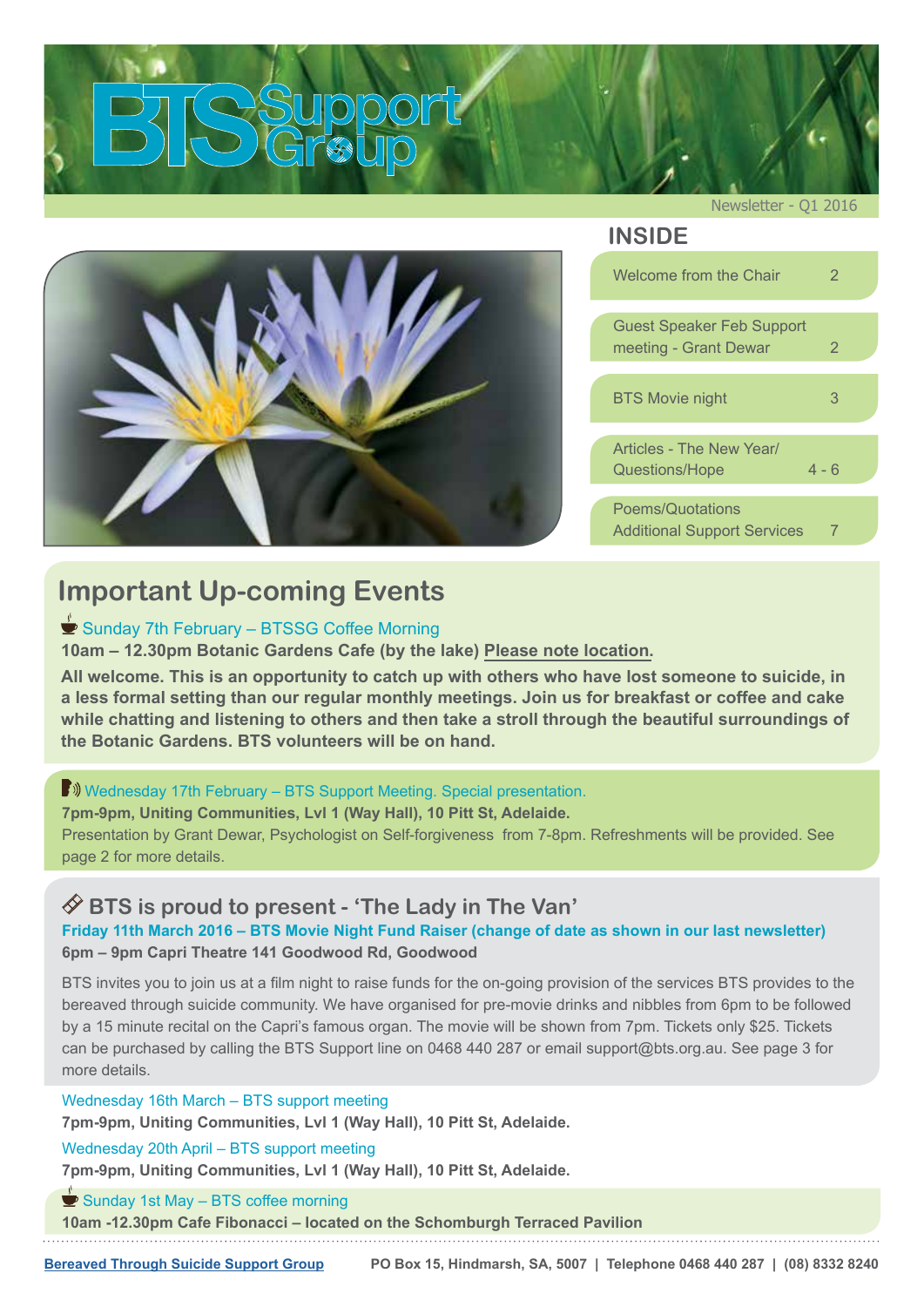# BTS Support Group

Newsletter - Q1 2016

## INSIDE

| | |
|---|---|
| Welcome from the Chair | 2 |
| Guest Speaker Feb Support meeting - Grant Dewar | 2 |
| BTS Movie night | 3 |
| Articles - The New Year/ Questions/Hope | 4 - 6 |
| Poems/Quotations Additional Support Services | 7 |

## Important Up-coming Events

**Sunday 7th February – BTSSG Coffee Morning**

**10am – 12.30pm Botanic Gardens Cafe (by the lake) Please note location.**

**All welcome. This is an opportunity to catch up with others who have lost someone to suicide, in a less formal setting than our regular monthly meetings. Join us for breakfast or coffee and cake while chatting and listening to others and then take a stroll through the beautiful surroundings of the Botanic Gardens. BTS volunteers will be on hand.**

**Wednesday 17th February – BTS Support Meeting. Special presentation.**

**7pm-9pm, Uniting Communities, Lvl 1 (Way Hall), 10 Pitt St, Adelaide.**

Presentation by Grant Dewar, Psychologist on Self-forgiveness from 7-8pm. Refreshments will be provided. See page 2 for more details.

### BTS is proud to present - 'The Lady in The Van'

**Friday 11th March 2016 – BTS Movie Night Fund Raiser (change of date as shown in our last newsletter)**

**6pm – 9pm Capri Theatre 141 Goodwood Rd, Goodwood**

BTS invites you to join us at a film night to raise funds for the on-going provision of the services BTS provides to the bereaved through suicide community. We have organised for pre-movie drinks and nibbles from 6pm to be followed by a 15 minute recital on the Capri's famous organ. The movie will be shown from 7pm. Tickets only $25. Tickets can be purchased by calling the BTS Support line on 0468 440 287 or email support@bts.org.au. See page 3 for more details.

**Wednesday 16th March – BTS support meeting**

**7pm-9pm, Uniting Communities, Lvl 1 (Way Hall), 10 Pitt St, Adelaide.**

**Wednesday 20th April – BTS support meeting**

**7pm-9pm, Uniting Communities, Lvl 1 (Way Hall), 10 Pitt St, Adelaide.**

**Sunday 1st May – BTS coffee morning**

**10am -12.30pm Cafe Fibonacci – located on the Schomburgh Terraced Pavilion**

Bereaved Through Suicide Support Group | PO Box 15, Hindmarsh, SA, 5007 | Telephone 0468 440 287 | (08) 8332 8240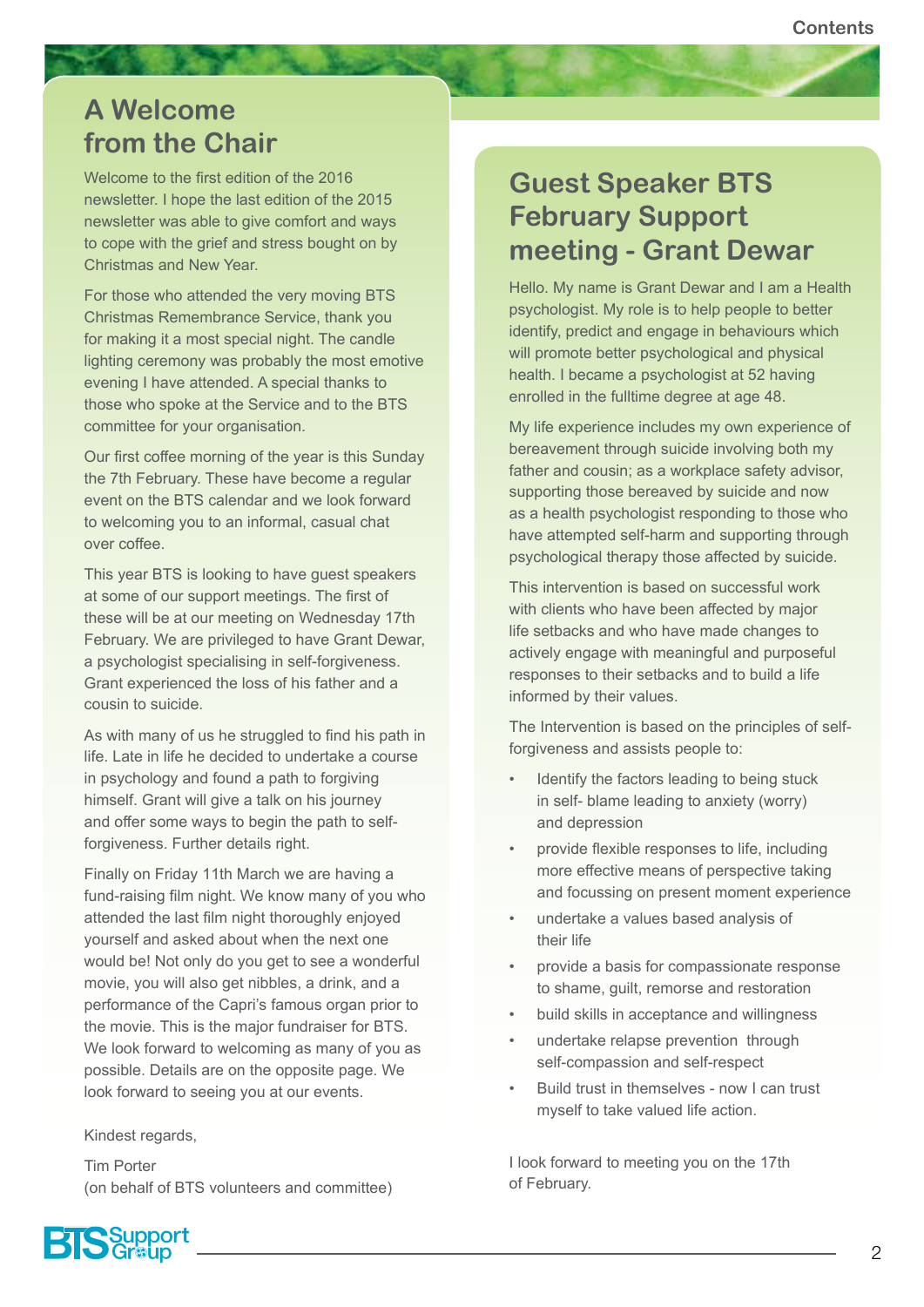# A Welcome from the Chair

Welcome to the first edition of the 2016 newsletter. I hope the last edition of the 2015 newsletter was able to give comfort and ways to cope with the grief and stress bought on by Christmas and New Year.

For those who attended the very moving BTS Christmas Remembrance Service, thank you for making it a most special night. The candle lighting ceremony was probably the most emotive evening I have attended. A special thanks to those who spoke at the Service and to the BTS committee for your organisation.

Our first coffee morning of the year is this Sunday the 7th February. These have become a regular event on the BTS calendar and we look forward to welcoming you to an informal, casual chat over coffee.

This year BTS is looking to have guest speakers at some of our support meetings. The first of these will be at our meeting on Wednesday 17th February. We are privileged to have Grant Dewar, a psychologist specialising in self-forgiveness. Grant experienced the loss of his father and a cousin to suicide.

As with many of us he struggled to find his path in life. Late in life he decided to undertake a course in psychology and found a path to forgiving himself. Grant will give a talk on his journey and offer some ways to begin the path to self-forgiveness. Further details right.

Finally on Friday 11th March we are having a fund-raising film night. We know many of you who attended the last film night thoroughly enjoyed yourself and asked about when the next one would be! Not only do you get to see a wonderful movie, you will also get nibbles, a drink, and a performance of the Capri's famous organ prior to the movie. This is the major fundraiser for BTS. We look forward to welcoming as many of you as possible. Details are on the opposite page. We look forward to seeing you at our events.

Kindest regards,

Tim Porter
(on behalf of BTS volunteers and committee)

# Guest Speaker BTS February Support meeting - Grant Dewar

Hello. My name is Grant Dewar and I am a Health psychologist. My role is to help people to better identify, predict and engage in behaviours which will promote better psychological and physical health. I became a psychologist at 52 having enrolled in the fulltime degree at age 48.

My life experience includes my own experience of bereavement through suicide involving both my father and cousin; as a workplace safety advisor, supporting those bereaved by suicide and now as a health psychologist responding to those who have attempted self-harm and supporting through psychological therapy those affected by suicide.

This intervention is based on successful work with clients who have been affected by major life setbacks and who have made changes to actively engage with meaningful and purposeful responses to their setbacks and to build a life informed by their values.

The Intervention is based on the principles of self-forgiveness and assists people to:

- Identify the factors leading to being stuck in self- blame leading to anxiety (worry) and depression
- provide flexible responses to life, including more effective means of perspective taking and focussing on present moment experience
- undertake a values based analysis of their life
- provide a basis for compassionate response to shame, guilt, remorse and restoration
- build skills in acceptance and willingness
- undertake relapse prevention through self-compassion and self-respect
- Build trust in themselves - now I can trust myself to take valued life action.

I look forward to meeting you on the 17th of February.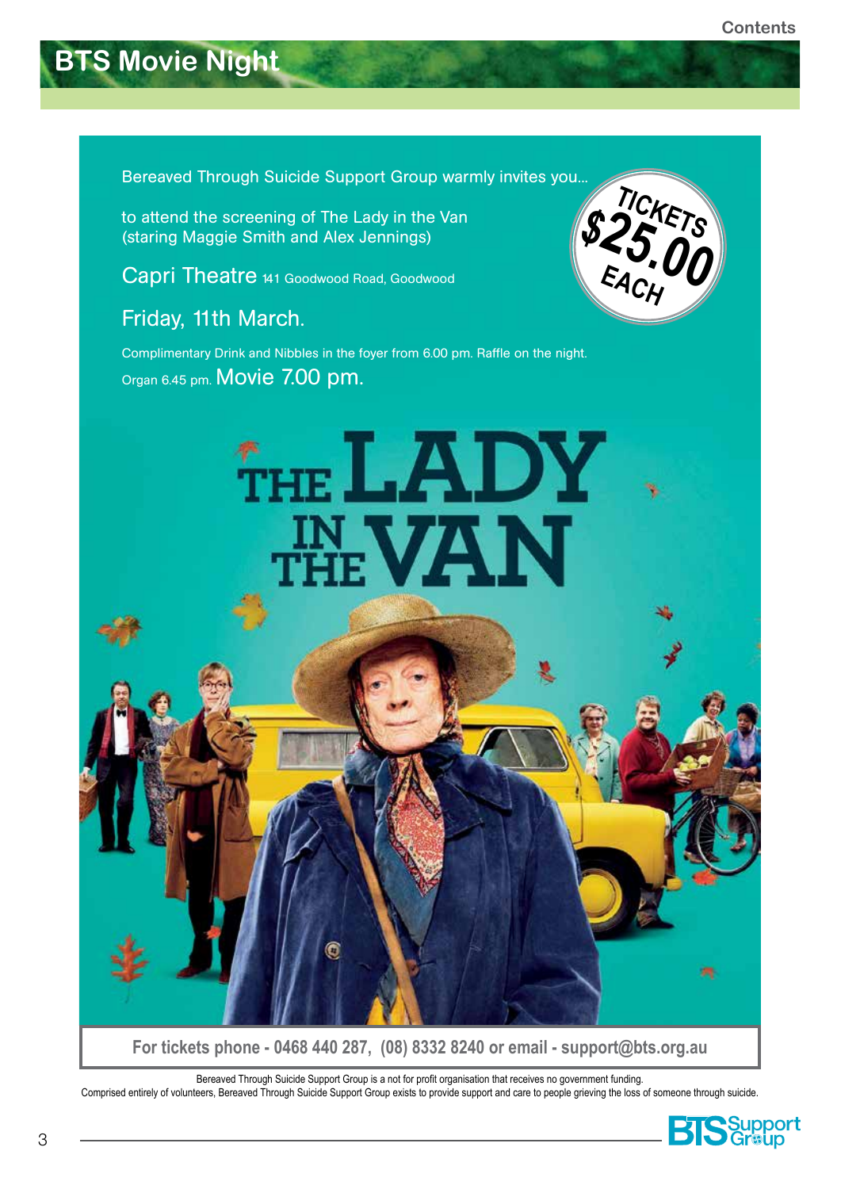# BTS Movie Night

Bereaved Through Suicide Support Group warmly invites you...

to attend the screening of The Lady in the Van
(staring Maggie Smith and Alex Jennings)

**TICKETS $25.00 EACH**

Capri Theatre 141 Goodwood Road, Goodwood

Friday, 11th March.

Complimentary Drink and Nibbles in the foyer from 6.00 pm. Raffle on the night.

Organ 6.45 pm. Movie 7.00 pm.

THE LADY IN THE VAN

**For tickets phone - 0468 440 287, (08) 8332 8240 or email - support@bts.org.au**

Bereaved Through Suicide Support Group is a not for profit organisation that receives no government funding.
Comprised entirely of volunteers, Bereaved Through Suicide Support Group exists to provide support and care to people grieving the loss of someone through suicide.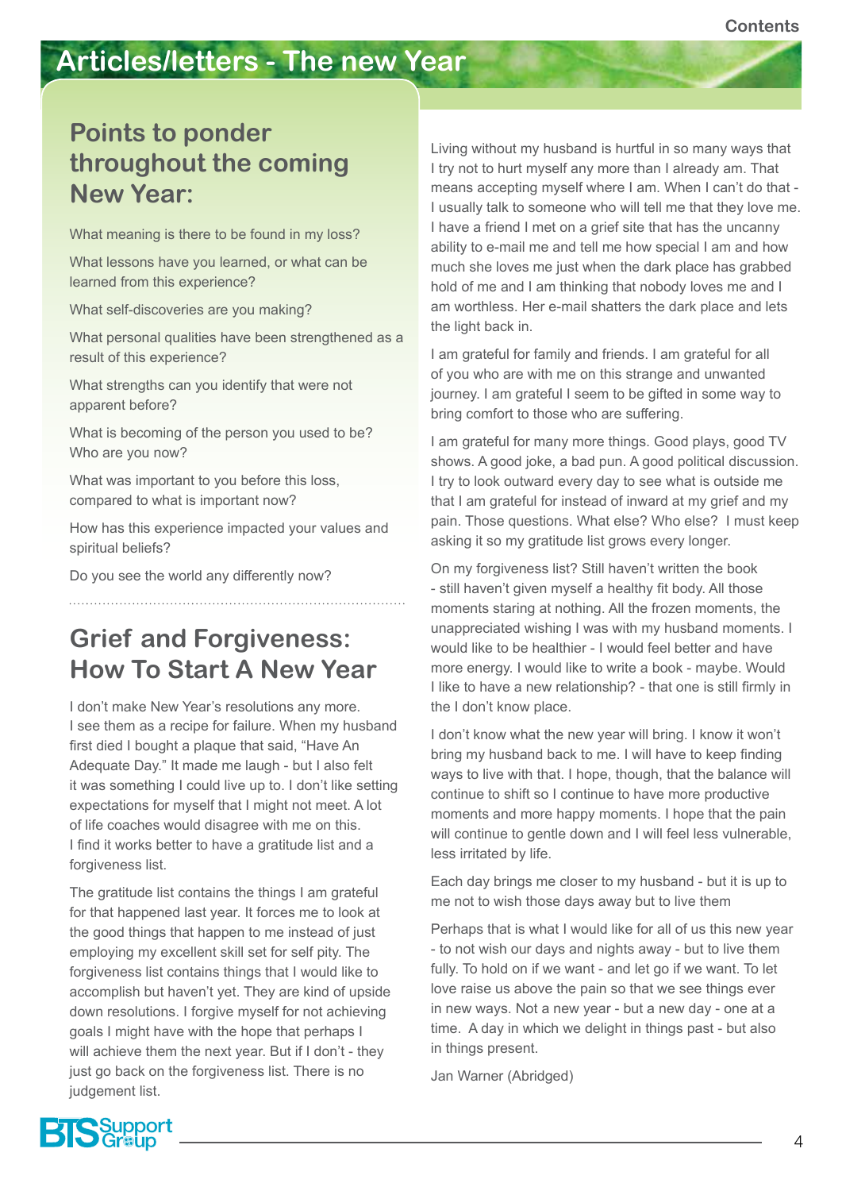# Articles/letters - The new Year

## Points to ponder throughout the coming New Year:

What meaning is there to be found in my loss?

What lessons have you learned, or what can be learned from this experience?

What self-discoveries are you making?

What personal qualities have been strengthened as a result of this experience?

What strengths can you identify that were not apparent before?

What is becoming of the person you used to be? Who are you now?

What was important to you before this loss, compared to what is important now?

How has this experience impacted your values and spiritual beliefs?

Do you see the world any differently now?

## Grief and Forgiveness: How To Start A New Year

I don't make New Year's resolutions any more. I see them as a recipe for failure. When my husband first died I bought a plaque that said, "Have An Adequate Day." It made me laugh - but I also felt it was something I could live up to. I don't like setting expectations for myself that I might not meet. A lot of life coaches would disagree with me on this. I find it works better to have a gratitude list and a forgiveness list.

The gratitude list contains the things I am grateful for that happened last year. It forces me to look at the good things that happen to me instead of just employing my excellent skill set for self pity. The forgiveness list contains things that I would like to accomplish but haven't yet. They are kind of upside down resolutions. I forgive myself for not achieving goals I might have with the hope that perhaps I will achieve them the next year. But if I don't - they just go back on the forgiveness list. There is no judgement list.

Living without my husband is hurtful in so many ways that I try not to hurt myself any more than I already am. That means accepting myself where I am. When I can't do that - I usually talk to someone who will tell me that they love me. I have a friend I met on a grief site that has the uncanny ability to e-mail me and tell me how special I am and how much she loves me just when the dark place has grabbed hold of me and I am thinking that nobody loves me and I am worthless. Her e-mail shatters the dark place and lets the light back in.

I am grateful for family and friends. I am grateful for all of you who are with me on this strange and unwanted journey. I am grateful I seem to be gifted in some way to bring comfort to those who are suffering.

I am grateful for many more things. Good plays, good TV shows. A good joke, a bad pun. A good political discussion. I try to look outward every day to see what is outside me that I am grateful for instead of inward at my grief and my pain. Those questions. What else? Who else? I must keep asking it so my gratitude list grows every longer.

On my forgiveness list? Still haven't written the book - still haven't given myself a healthy fit body. All those moments staring at nothing. All the frozen moments, the unappreciated wishing I was with my husband moments. I would like to be healthier - I would feel better and have more energy. I would like to write a book - maybe. Would I like to have a new relationship? - that one is still firmly in the I don't know place.

I don't know what the new year will bring. I know it won't bring my husband back to me. I will have to keep finding ways to live with that. I hope, though, that the balance will continue to shift so I continue to have more productive moments and more happy moments. I hope that the pain will continue to gentle down and I will feel less vulnerable, less irritated by life.

Each day brings me closer to my husband - but it is up to me not to wish those days away but to live them

Perhaps that is what I would like for all of us this new year - to not wish our days and nights away - but to live them fully. To hold on if we want - and let go if we want. To let love raise us above the pain so that we see things ever in new ways. Not a new year - but a new day - one at a time. A day in which we delight in things past - but also in things present.

Jan Warner (Abridged)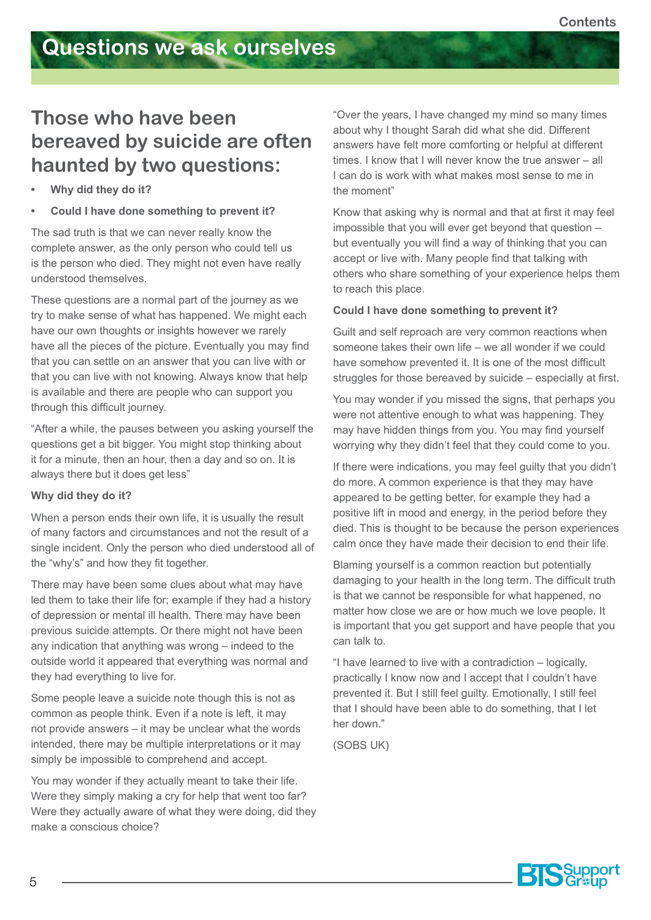# Questions we ask ourselves

## Those who have been bereaved by suicide are often haunted by two questions:

- **Why did they do it?**
- **Could I have done something to prevent it?**

The sad truth is that we can never really know the complete answer, as the only person who could tell us is the person who died. They might not even have really understood themselves.

These questions are a normal part of the journey as we try to make sense of what has happened. We might each have our own thoughts or insights however we rarely have all the pieces of the picture. Eventually you may find that you can settle on an answer that you can live with or that you can live with not knowing. Always know that help is available and there are people who can support you through this difficult journey.

"After a while, the pauses between you asking yourself the questions get a bit bigger. You might stop thinking about it for a minute, then an hour, then a day and so on. It is always there but it does get less"

**Why did they do it?**

When a person ends their own life, it is usually the result of many factors and circumstances and not the result of a single incident. Only the person who died understood all of the "why's" and how they fit together.

There may have been some clues about what may have led them to take their life for; example if they had a history of depression or mental ill health. There may have been previous suicide attempts. Or there might not have been any indication that anything was wrong – indeed to the outside world it appeared that everything was normal and they had everything to live for.

Some people leave a suicide note though this is not as common as people think. Even if a note is left, it may not provide answers – it may be unclear what the words intended, there may be multiple interpretations or it may simply be impossible to comprehend and accept.

You may wonder if they actually meant to take their life. Were they simply making a cry for help that went too far? Were they actually aware of what they were doing, did they make a conscious choice?

"Over the years, I have changed my mind so many times about why I thought Sarah did what she did. Different answers have felt more comforting or helpful at different times. I know that I will never know the true answer – all I can do is work with what makes most sense to me in the moment"

Know that asking why is normal and that at first it may feel impossible that you will ever get beyond that question – but eventually you will find a way of thinking that you can accept or live with. Many people find that talking with others who share something of your experience helps them to reach this place.

**Could I have done something to prevent it?**

Guilt and self reproach are very common reactions when someone takes their own life – we all wonder if we could have somehow prevented it. It is one of the most difficult struggles for those bereaved by suicide – especially at first.

You may wonder if you missed the signs, that perhaps you were not attentive enough to what was happening. They may have hidden things from you. You may find yourself worrying why they didn't feel that they could come to you.

If there were indications, you may feel guilty that you didn't do more. A common experience is that they may have appeared to be getting better, for example they had a positive lift in mood and energy, in the period before they died. This is thought to be because the person experiences calm once they have made their decision to end their life.

Blaming yourself is a common reaction but potentially damaging to your health in the long term. The difficult truth is that we cannot be responsible for what happened, no matter how close we are or how much we love people. It is important that you get support and have people that you can talk to.

"I have learned to live with a contradiction – logically, practically I know now and I accept that I couldn't have prevented it. But I still feel guilty. Emotionally, I still feel that I should have been able to do something, that I let her down."

(SOBS UK)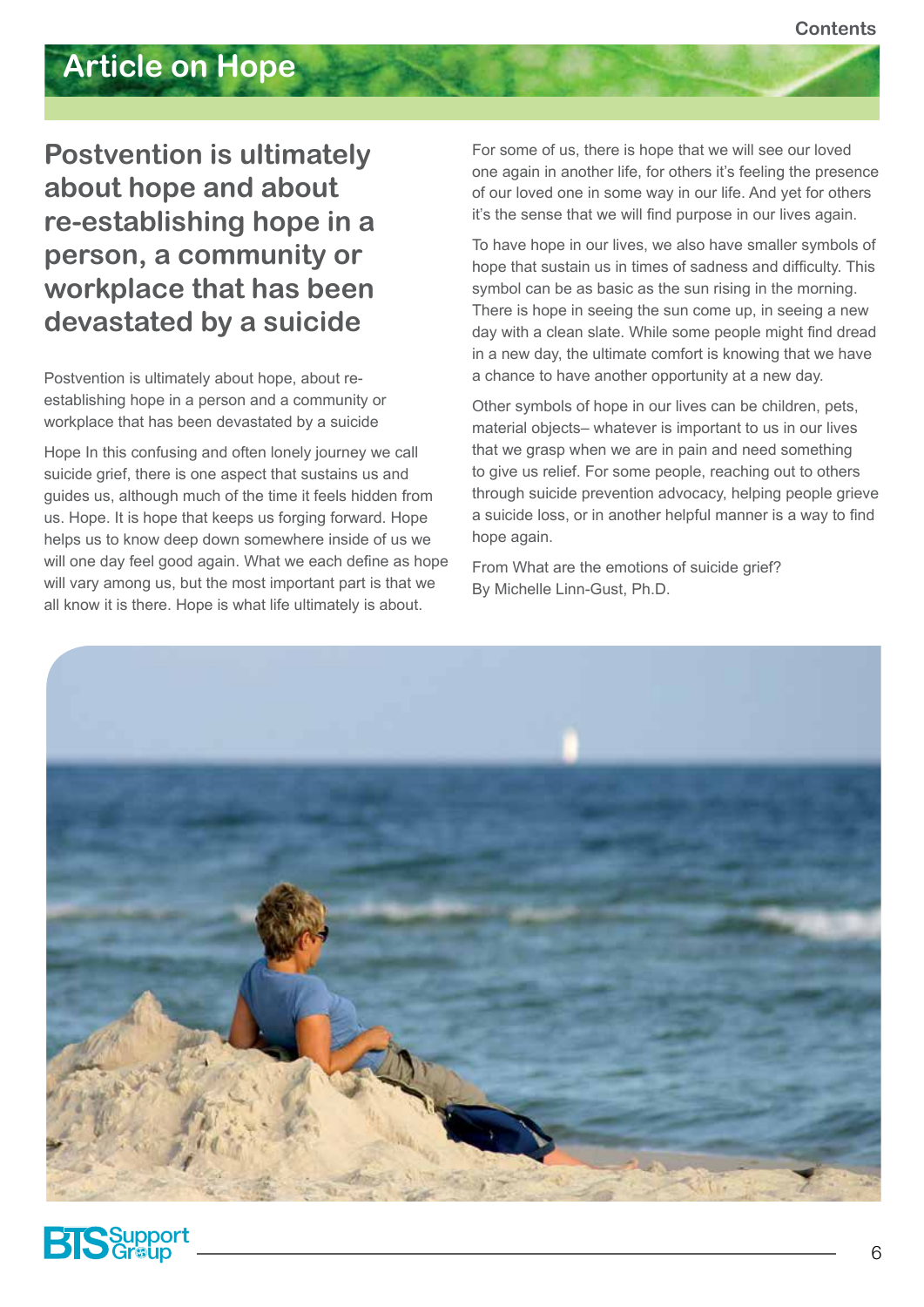# Article on Hope

## Postvention is ultimately about hope and about re-establishing hope in a person, a community or workplace that has been devastated by a suicide

Postvention is ultimately about hope, about re-establishing hope in a person and a community or workplace that has been devastated by a suicide

Hope In this confusing and often lonely journey we call suicide grief, there is one aspect that sustains us and guides us, although much of the time it feels hidden from us. Hope. It is hope that keeps us forging forward. Hope helps us to know deep down somewhere inside of us we will one day feel good again. What we each define as hope will vary among us, but the most important part is that we all know it is there. Hope is what life ultimately is about.

For some of us, there is hope that we will see our loved one again in another life, for others it's feeling the presence of our loved one in some way in our life. And yet for others it's the sense that we will find purpose in our lives again.

To have hope in our lives, we also have smaller symbols of hope that sustain us in times of sadness and difficulty. This symbol can be as basic as the sun rising in the morning. There is hope in seeing the sun come up, in seeing a new day with a clean slate. While some people might find dread in a new day, the ultimate comfort is knowing that we have a chance to have another opportunity at a new day.

Other symbols of hope in our lives can be children, pets, material objects– whatever is important to us in our lives that we grasp when we are in pain and need something to give us relief. For some people, reaching out to others through suicide prevention advocacy, helping people grieve a suicide loss, or in another helpful manner is a way to find hope again.

From What are the emotions of suicide grief?
By Michelle Linn-Gust, Ph.D.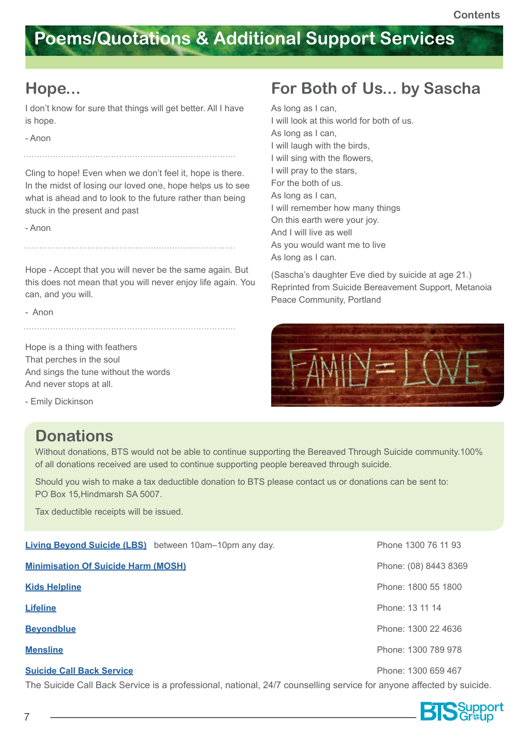# Poems/Quotations & Additional Support Services

## Hope...

I don't know for sure that things will get better. All I have is hope.

- Anon

Cling to hope! Even when we don't feel it, hope is there. In the midst of losing our loved one, hope helps us to see what is ahead and to look to the future rather than being stuck in the present and past

- Anon

Hope - Accept that you will never be the same again. But this does not mean that you will never enjoy life again. You can, and you will.

- Anon

Hope is a thing with feathers
That perches in the soul
And sings the tune without the words
And never stops at all.

- Emily Dickinson

## For Both of Us... by Sascha

As long as I can,
I will look at this world for both of us.
As long as I can,
I will laugh with the birds,
I will sing with the flowers,
I will pray to the stars,
For the both of us.
As long as I can,
I will remember how many things
On this earth were your joy.
And I will live as well
As you would want me to live
As long as I can.

(Sascha's daughter Eve died by suicide at age 21.)
Reprinted from Suicide Bereavement Support, Metanoia Peace Community, Portland

FAMILY = LOVE

## Donations

Without donations, BTS would not be able to continue supporting the Bereaved Through Suicide community.100% of all donations received are used to continue supporting people bereaved through suicide.

Should you wish to make a tax deductible donation to BTS please contact us or donations can be sent to:
PO Box 15,Hindmarsh SA 5007.

Tax deductible receipts will be issued.

**Living Beyond Suicide (LBS)** between 10am–10pm any day. Phone 1300 76 11 93

**Minimisation Of Suicide Harm (MOSH)** Phone: (08) 8443 8369

**Kids Helpline** Phone: 1800 55 1800

**Lifeline** Phone: 13 11 14

**Beyondblue** Phone: 1300 22 4636

**Mensline** Phone: 1300 789 978

**Suicide Call Back Service** Phone: 1300 659 467

The Suicide Call Back Service is a professional, national, 24/7 counselling service for anyone affected by suicide.